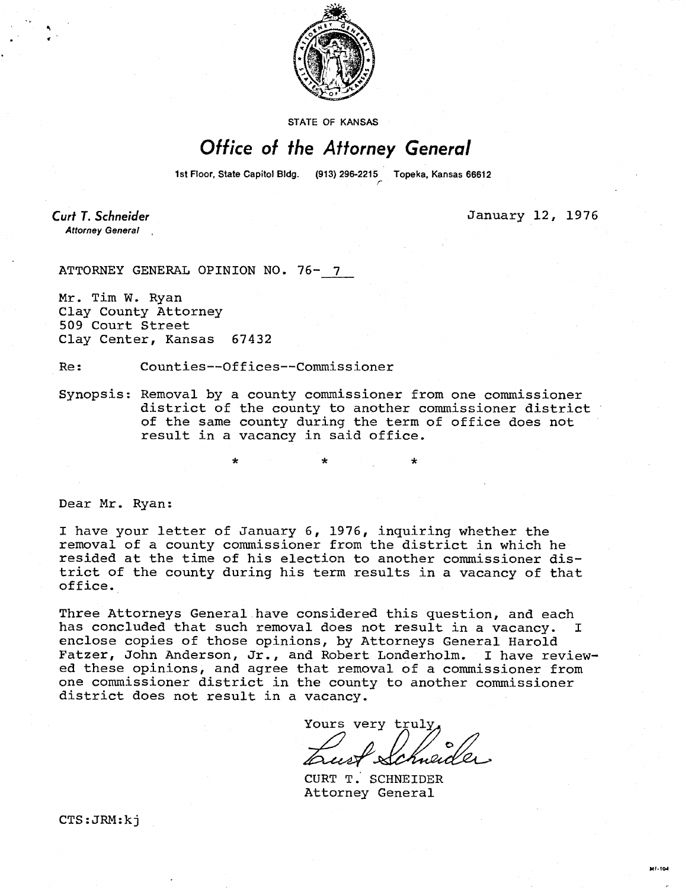STATE OF KANSAS

# Office of the Attorney General

1st Floor, State Capitol Bldg. (913) 296-2215 Topeka, Kansas 66612

*Curt T. Schneider*
*Attorney General*

January 12, 1976

ATTORNEY GENERAL OPINION NO. 76- 7

Mr. Tim W. Ryan
Clay County Attorney
509 Court Street
Clay Center, Kansas 67432

Re: Counties--Offices--Commissioner

Synopsis: Removal by a county commissioner from one commissioner district of the county to another commissioner district of the same county during the term of office does not result in a vacancy in said office.

\* \* \*

Dear Mr. Ryan:

I have your letter of January 6, 1976, inquiring whether the removal of a county commissioner from the district in which he resided at the time of his election to another commissioner district of the county during his term results in a vacancy of that office.

Three Attorneys General have considered this question, and each has concluded that such removal does not result in a vacancy. I enclose copies of those opinions, by Attorneys General Harold Fatzer, John Anderson, Jr., and Robert Londerholm. I have reviewed these opinions, and agree that removal of a commissioner from one commissioner district in the county to another commissioner district does not result in a vacancy.

Yours very truly,

CURT T. SCHNEIDER
Attorney General

CTS:JRM:kj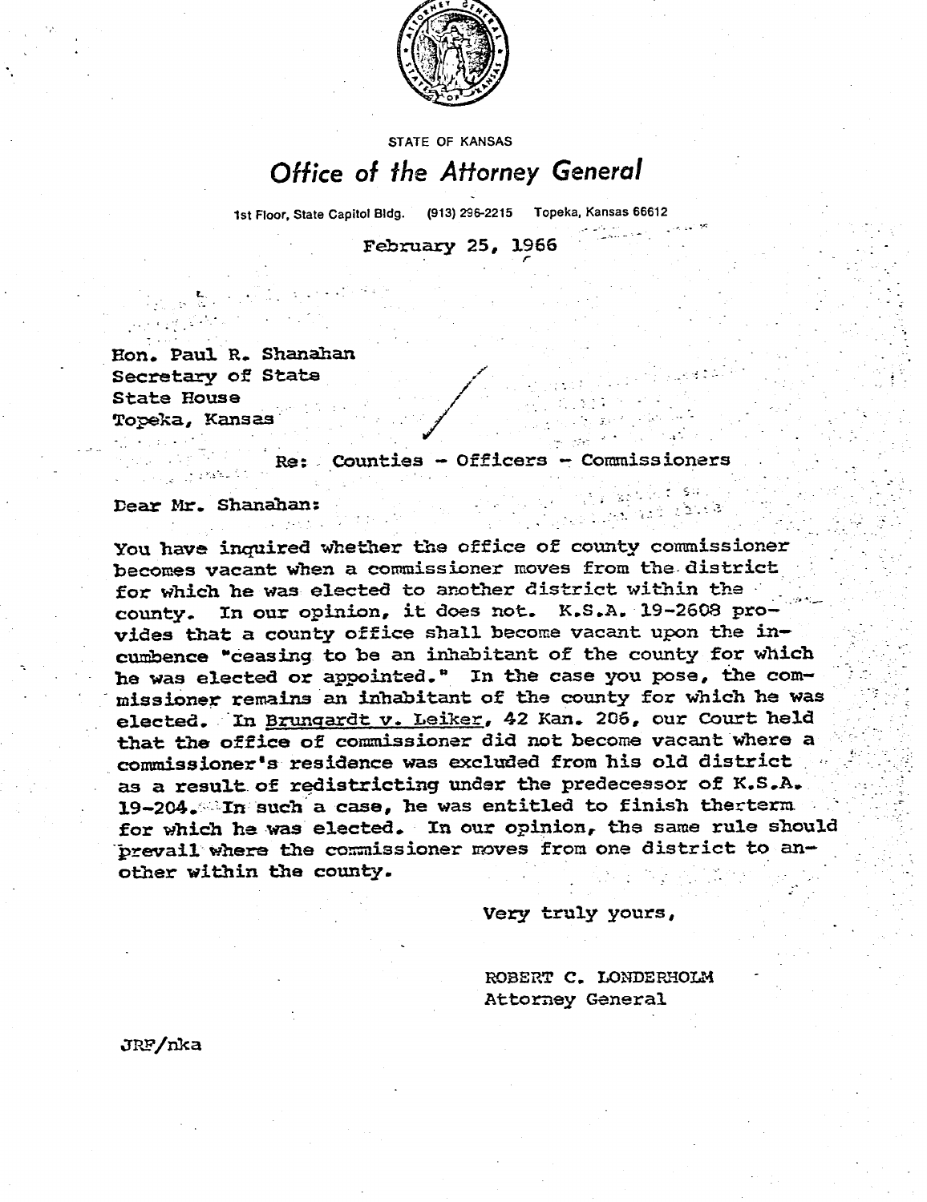STATE OF KANSAS

# Office of the Attorney General

1st Floor, State Capitol Bldg. (913) 296-2215 Topeka, Kansas 66612

February 25, 1966

Hon. Paul R. Shanahan
Secretary of State
State House
Topeka, Kansas

Re: Counties - Officers - Commissioners

Dear Mr. Shanahan:

You have inquired whether the office of county commissioner becomes vacant when a commissioner moves from the district for which he was elected to another district within the county. In our opinion, it does not. K.S.A. 19-2608 provides that a county office shall become vacant upon the incumbence "ceasing to be an inhabitant of the county for which he was elected or appointed." In the case you pose, the commissioner remains an inhabitant of the county for which he was elected. In Brungardt v. Leiker, 42 Kan. 206, our Court held that the office of commissioner did not become vacant where a commissioner's residence was excluded from his old district as a result of redistricting under the predecessor of K.S.A. 19-204. In such a case, he was entitled to finish therterm for which he was elected. In our opinion, the same rule should prevail where the commissioner moves from one district to another within the county.

Very truly yours,

ROBERT C. LONDERHOLM
Attorney General

JRF/nka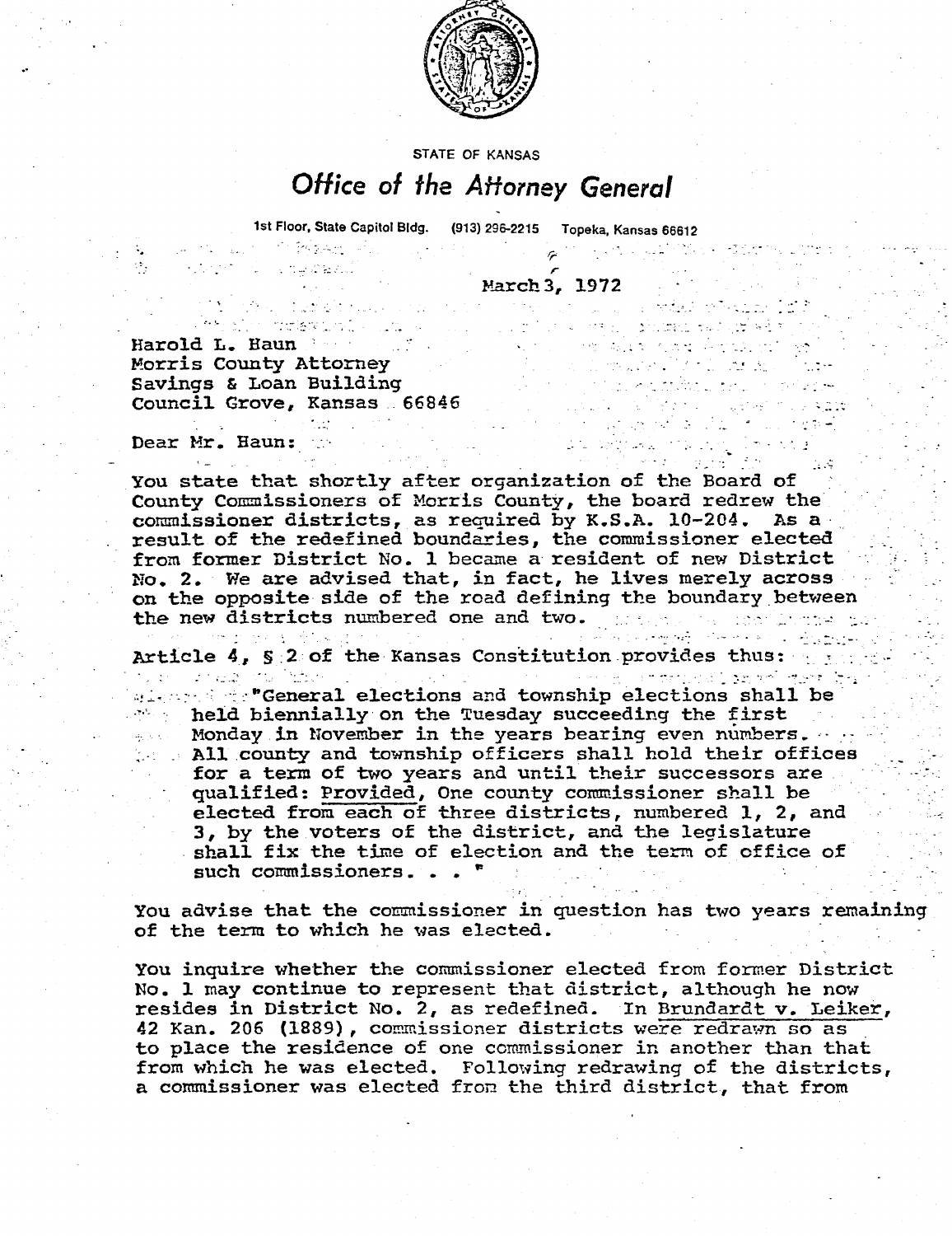STATE OF KANSAS

# *Office of the Attorney General*

1st Floor, State Capitol Bldg. (913) 296-2215 Topeka, Kansas 66612

March 3, 1972

Harold L. Haun
Morris County Attorney
Savings & Loan Building
Council Grove, Kansas 66846

Dear Mr. Haun:

You state that shortly after organization of the Board of County Commissioners of Morris County, the board redrew the commissioner districts, as required by K.S.A. 10-204. As a result of the redefined boundaries, the commissioner elected from former District No. 1 became a resident of new District No. 2. We are advised that, in fact, he lives merely across on the opposite side of the road defining the boundary between the new districts numbered one and two.

Article 4, § 2 of the Kansas Constitution provides thus:

> "General elections and township elections shall be held biennially on the Tuesday succeeding the first Monday in November in the years bearing even numbers. All county and township officers shall hold their offices for a term of two years and until their successors are qualified: Provided, One county commissioner shall be elected from each of three districts, numbered 1, 2, and 3, by the voters of the district, and the legislature shall fix the time of election and the term of office of such commissioners. . . "

You advise that the commissioner in question has two years remaining of the term to which he was elected.

You inquire whether the commissioner elected from former District No. 1 may continue to represent that district, although he now resides in District No. 2, as redefined. In Brundardt v. Leiker, 42 Kan. 206 (1889), commissioner districts were redrawn so as to place the residence of one commissioner in another than that from which he was elected. Following redrawing of the districts, a commissioner was elected from the third district, that from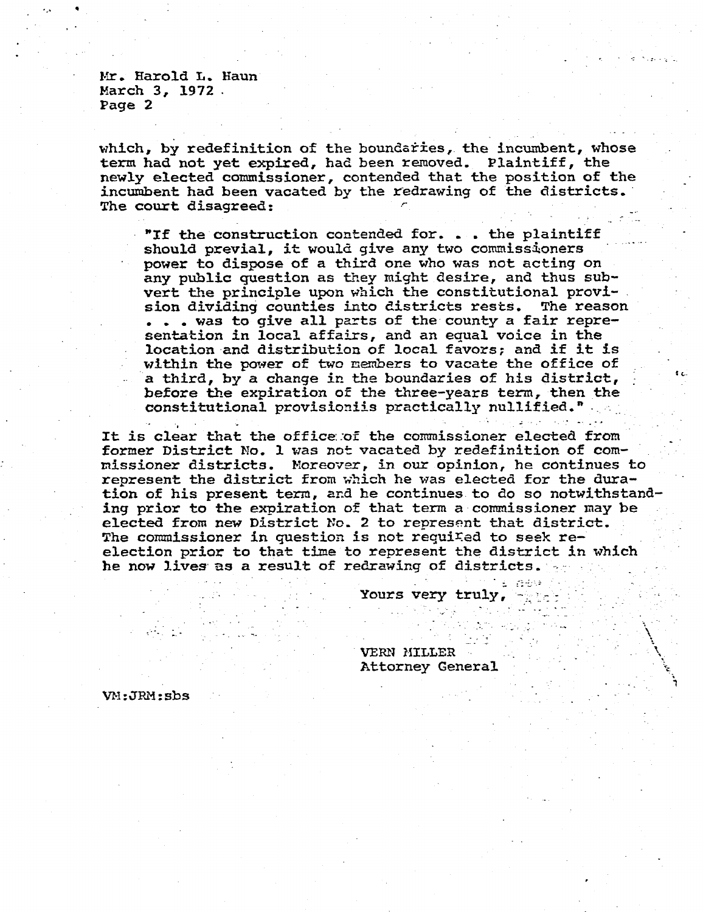which, by redefinition of the boundaries, the incumbent, whose term had not yet expired, had been removed. Plaintiff, the newly elected commissioner, contended that the position of the incumbent had been vacated by the redrawing of the districts. The court disagreed:

> "If the construction contended for. . . the plaintiff should prevail, it would give any two commissioners power to dispose of a third one who was not acting on any public question as they might desire, and thus subvert the principle upon which the constitutional provision dividing counties into districts rests. The reason . . . was to give all parts of the county a fair representation in local affairs, and an equal voice in the location and distribution of local favors; and if it is within the power of two members to vacate the office of a third, by a change in the boundaries of his district, before the expiration of the three-years term, then the constitutional provisioniis practically nullified."

It is clear that the office of the commissioner elected from former District No. 1 was not vacated by redefinition of commissioner districts. Moreover, in our opinion, he continues to represent the district from which he was elected for the duration of his present term, and he continues to do so notwithstanding prior to the expiration of that term a commissioner may be elected from new District No. 2 to represent that district. The commissioner in question is not required to seek reelection prior to that time to represent the district in which he now lives as a result of redrawing of districts.

Yours very truly,

VERN MILLER
Attorney General

VM:JRM:sbs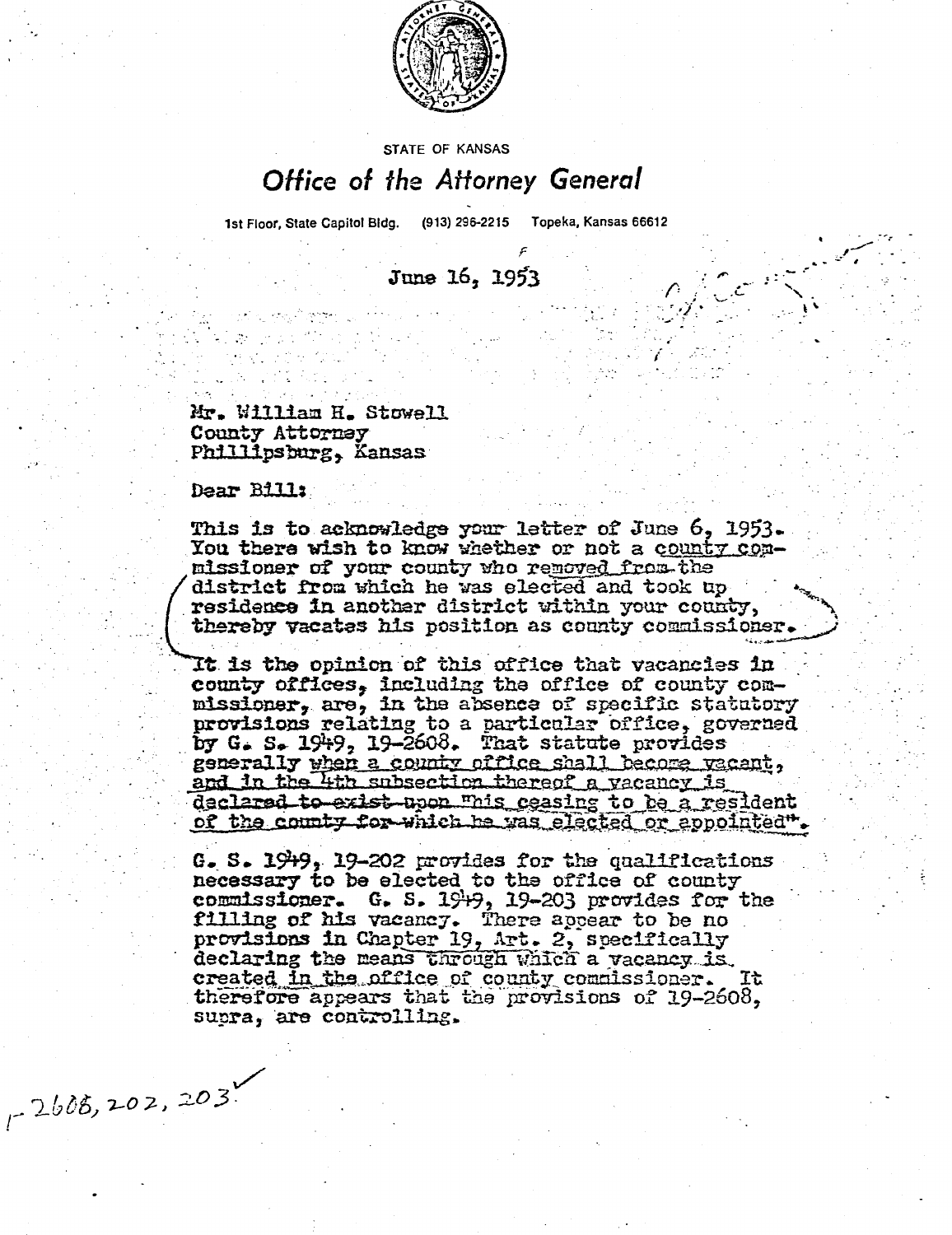STATE OF KANSAS

# Office of the Attorney General

1st Floor, State Capitol Bldg. (913) 296-2215 Topeka, Kansas 66612

June 16, 1953

Mr. William H. Stowell
County Attorney
Phillipsburg, Kansas

Dear Bill:

This is to acknowledge your letter of June 6, 1953. You there wish to know whether or not a county commissioner of your county who removed from the district from which he was elected and took up residence in another district within your county, thereby vacates his position as county commissioner.

It is the opinion of this office that vacancies in county offices, including the office of county commissioner, are, in the absence of specific statutory provisions relating to a particular office, governed by G. S. 1949, 19-2608. That statute provides generally when a county office shall become vacant, and in the 4th subsection thereof a vacancy is declared to exist upon "his ceasing to be a resident of the county for which he was elected or appointed".

G. S. 1949, 19-202 provides for the qualifications necessary to be elected to the office of county commissioner. G. S. 1949, 19-203 provides for the filling of his vacancy. There appear to be no provisions in Chapter 19, Art. 2, specifically declaring the means through which a vacancy is created in the office of county commissioner. It therefore appears that the provisions of 19-2608, supra, are controlling.

r-2608, 202, 203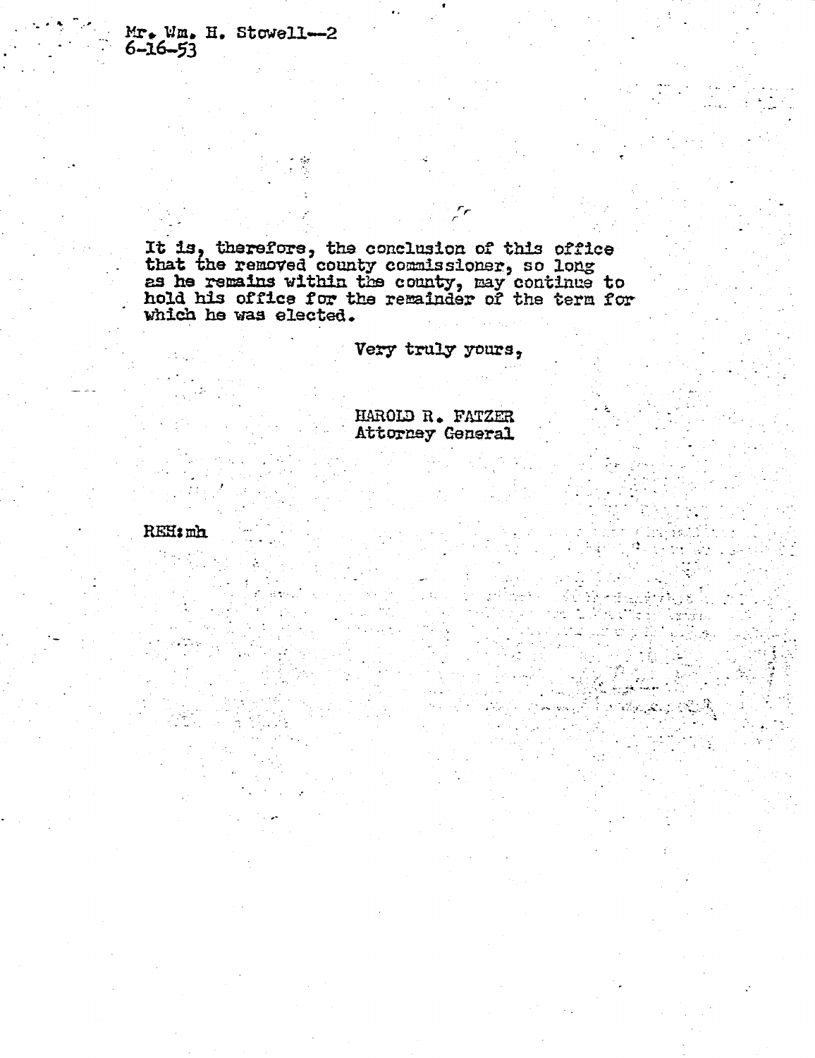It is, therefore, the conclusion of this office that the removed county commissioner, so long as he remains within the county, may continue to hold his office for the remainder of the term for which he was elected.

Very truly yours,

HAROLD R. FATZER
Attorney General

REH:mh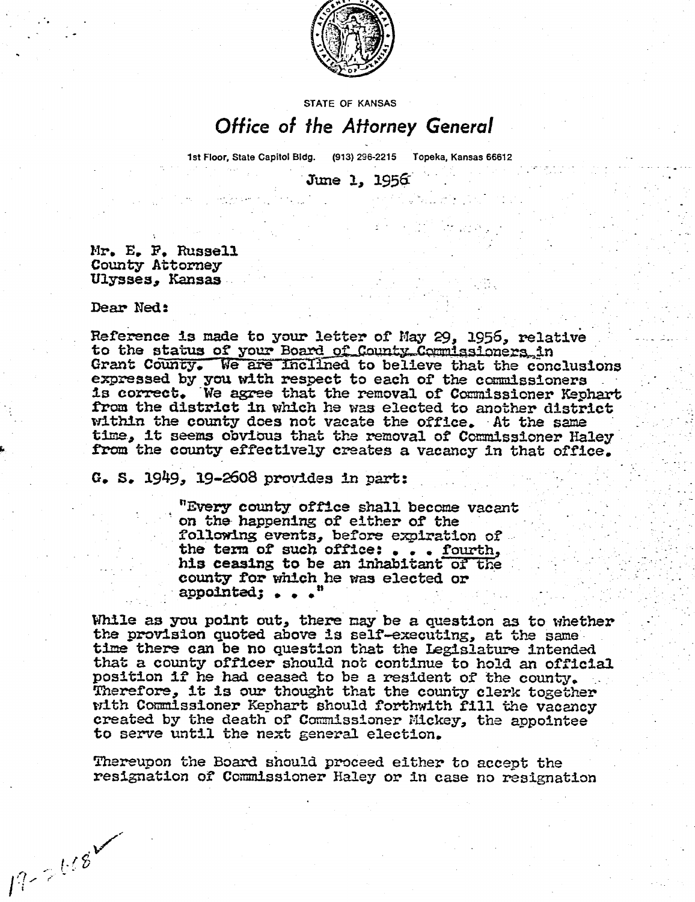STATE OF KANSAS

# *Office of the Attorney General*

1st Floor, State Capitol Bldg. (913) 296-2215 Topeka, Kansas 66612

June 1, 1956

Mr. E. F. Russell
County Attorney
Ulysses, Kansas

Dear Ned:

Reference is made to your letter of May 29, 1956, relative to the status of your Board of County Commissioners in Grant County. We are inclined to believe that the conclusions expressed by you with respect to each of the commissioners is correct. We agree that the removal of Commissioner Kephart from the district in which he was elected to another district within the county does not vacate the office. At the same time, it seems obvious that the removal of Commissioner Haley from the county effectively creates a vacancy in that office.

G. S. 1949, 19-2608 provides in part:

> "Every county office shall become vacant on the happening of either of the following events, before expiration of the term of such office: . . . fourth, his ceasing to be an inhabitant of the county for which he was elected or appointed; . . ."

While as you point out, there may be a question as to whether the provision quoted above is self-executing, at the same time there can be no question that the Legislature intended that a county officer should not continue to hold an official position if he had ceased to be a resident of the county. Therefore, it is our thought that the county clerk together with Commissioner Kephart should forthwith fill the vacancy created by the death of Commissioner Mickey, the appointee to serve until the next general election.

Thereupon the Board should proceed either to accept the resignation of Commissioner Haley or in case no resignation

19-2608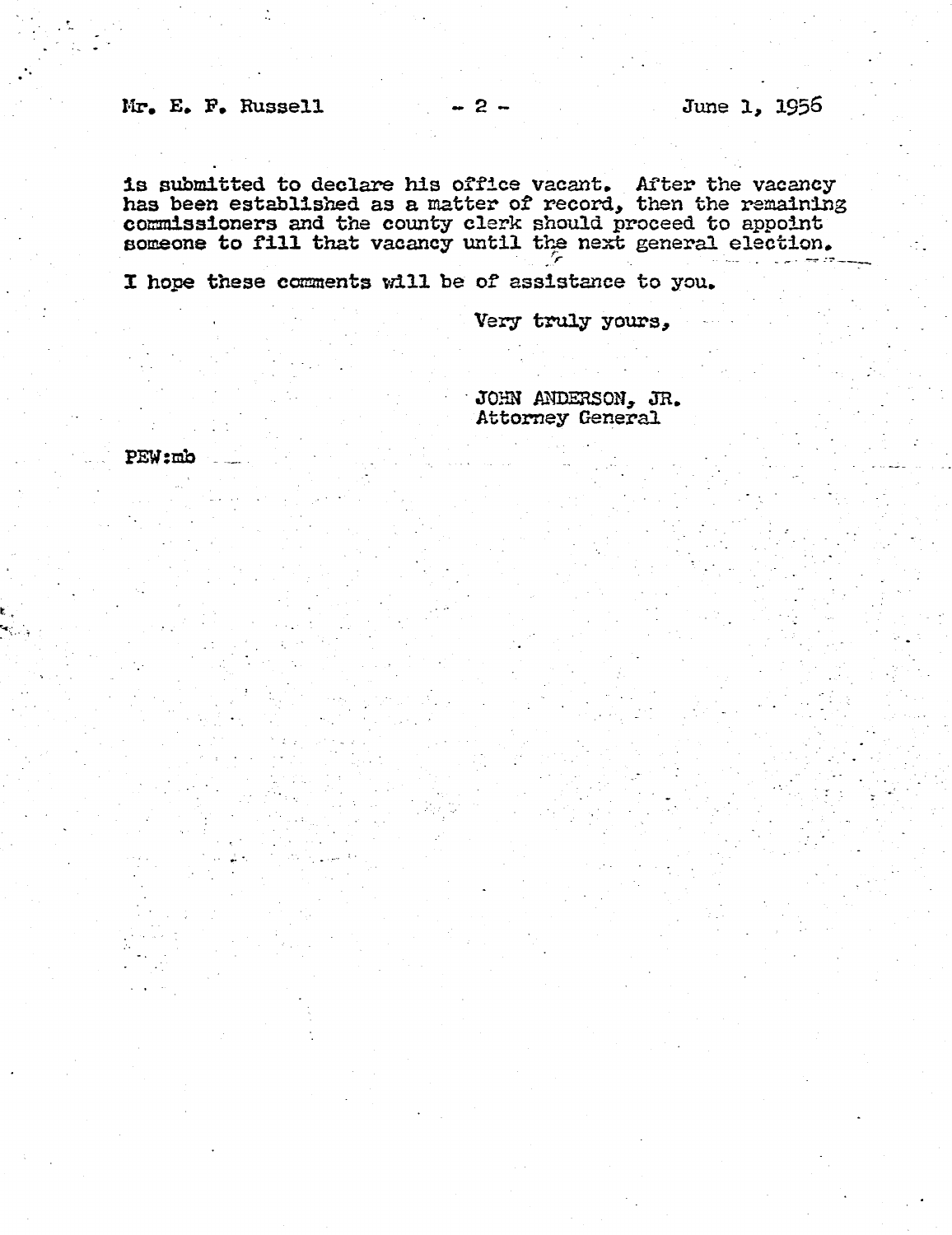is submitted to declare his office vacant. After the vacancy has been established as a matter of record, then the remaining commissioners and the county clerk should proceed to appoint someone to fill that vacancy until the next general election.

I hope these comments will be of assistance to you.

Very truly yours,

JOHN ANDERSON, JR.
Attorney General

PEW:mb